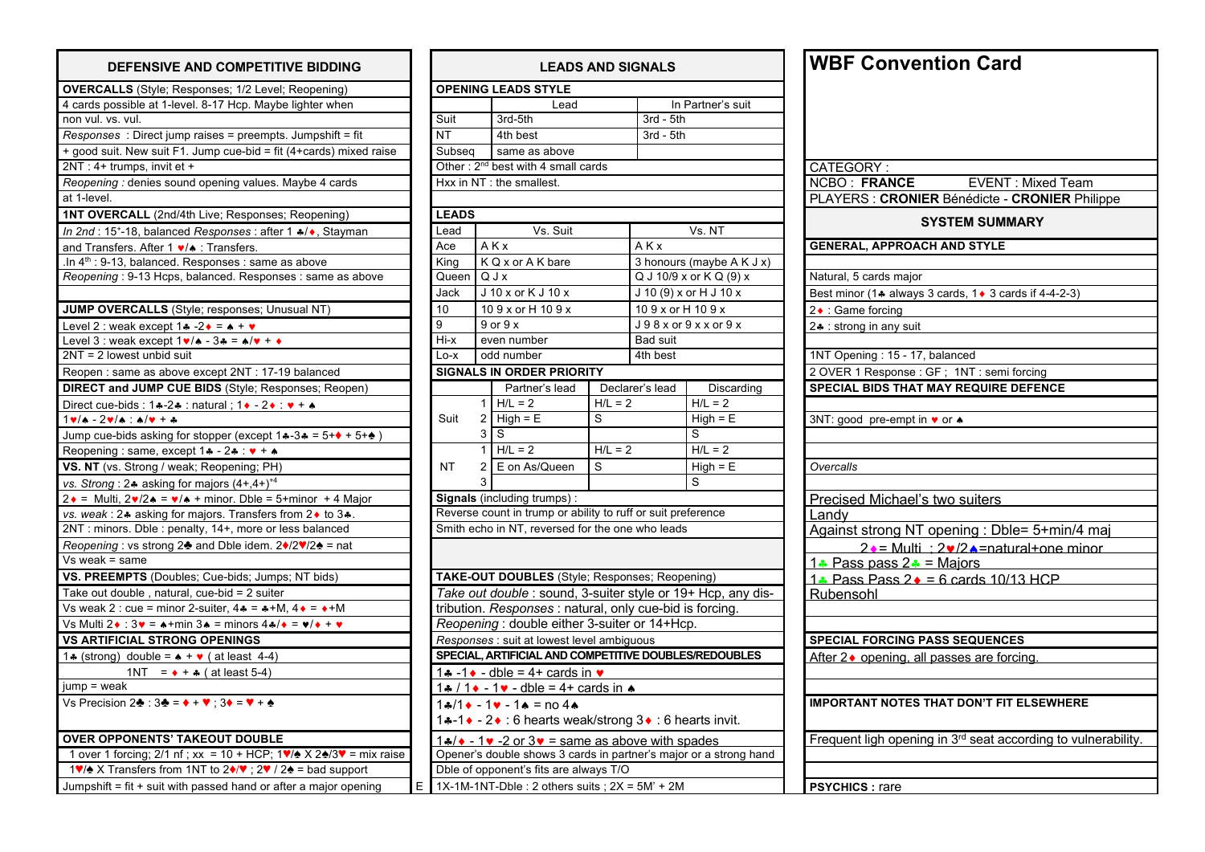## DEFENSIVE AND COMPETITIVE BIDDING

**OVERCALLS** (Style; Responses; 1/2 Level; Reopening)

4 cards possible at 1-level. 8-17 Hcp. Maybe lighter when non vul. vs. vul.

*Responses* : Direct jump raises = preempts. Jumpshift = fit + good suit. New suit F1. Jump cue-bid = fit (4+cards) mixed raise

2NT : 4+ trumps, invit et +

*Reopening* : denies sound opening values. Maybe 4 cards at 1-level.

**1NT OVERCALL** (2nd/4th Live; Responses; Reopening)

*In 2nd* : 15+-18, balanced *Responses* : after 1 ♣/♦, Stayman and Transfers. After 1 ♥/♠ : Transfers.

.In 4th : 9-13, balanced. Responses : same as above

*Reopening* : 9-13 Hcps, balanced. Responses : same as above

**JUMP OVERCALLS** (Style; responses; Unusual NT)

Level 2 : weak except 1♣ -2♦ = ♠ + ♥

Level 3 : weak except 1♥/♠ - 3♣ = ♠/♥ + ♦

2NT = 2 lowest unbid suit

Reopen : same as above except 2NT : 17-19 balanced

**DIRECT and JUMP CUE BIDS** (Style; Responses; Reopen)

Direct cue-bids : 1♣-2♣ : natural ; 1♦ - 2♦ : ♥ + ♠

1♥/♠ - 2♥/♠ : ♠/♥ + ♣

Jump cue-bids asking for stopper (except 1♣-3♣ = 5+♦ + 5+♠ )

Reopening : same, except 1♣ - 2♣ : ♥ + ♠

**VS. NT** (vs. Strong / weak; Reopening; PH)

*vs. Strong* : 2♣ asking for majors (4+,4+)+4

2♦ = Multi, 2♥/2♠ = ♥/♠ + minor. Dble = 5+minor + 4 Major

*vs. weak* : 2♣ asking for majors. Transfers from 2♦ to 3♣.

2NT : minors. Dble : penalty, 14+, more or less balanced

*Reopening* : vs strong 2♣ and Dble idem. 2♦/2♥/2♠ = nat

Vs weak = same

**VS. PREEMPTS** (Doubles; Cue-bids; Jumps; NT bids)

Take out double , natural, cue-bid = 2 suiter

Vs weak 2 : cue = minor 2-suiter, 4♣ = ♣+M, 4♦ = ♦+M

Vs Multi 2♦ : 3♥ = ♠+min 3♠ = minors 4♣/♦ = ♥/♦ + ♥

**VS ARTIFICIAL STRONG OPENINGS**

1♣ (strong) double = ♠ + ♥ ( at least 4-4)

1NT = ♦ + ♣ ( at least 5-4)

jump = weak

Vs Precision 2♣ : 3♣ = ♦ + ♥ ; 3♦ = ♥ + ♠

**OVER OPPONENTS' TAKEOUT DOUBLE**

1 over 1 forcing; 2/1 nf ; xx = 10 + HCP; 1♥/♠ X 2♠/3♥ = mix raise

1♥/♠ X Transfers from 1NT to 2♦/♥ ; 2♥ / 2♠ = bad support

Jumpshift = fit + suit with passed hand or after a major opening

## LEADS AND SIGNALS

**OPENING LEADS STYLE**

| | Lead | In Partner's suit |
|---|---|---|
| Suit | 3rd-5th | 3rd - 5th |
| NT | 4th best | 3rd - 5th |
| Subseq | same as above | |

Other : 2nd best with 4 small cards

Hxx in NT : the smallest.

**LEADS**

| Lead | Vs. Suit | Vs. NT |
|---|---|---|
| Ace | A K x | A K x |
| King | K Q x or A K bare | 3 honours (maybe A K J x) |
| Queen | Q J x | Q J 10/9 x or K Q (9) x |
| Jack | J 10 x or K J 10 x | J 10 (9) x or H J 10 x |
| 10 | 10 9 x or H 10 9 x | 10 9 x or H 10 9 x |
| 9 | 9 or 9 x | J 9 8 x or 9 x x or 9 x |
| Hi-x | even number | Bad suit |
| Lo-x | odd number | 4th best |

**SIGNALS IN ORDER PRIORITY**

| | | Partner's lead | Declarer's lead | Discarding |
|---|---|---|---|---|
| Suit | 1 | H/L = 2 | H/L = 2 | H/L = 2 |
| | 2 | High = E | S | High = E |
| | 3 | S | | S |
| NT | 1 | H/L = 2 | H/L = 2 | H/L = 2 |
| | 2 | E on As/Queen | S | High = E |
| | 3 | | | S |

**Signals** (including trumps) :

Reverse count in trump or ability to ruff or suit preference

Smith echo in NT, reversed for the one who leads

**TAKE-OUT DOUBLES** (Style; Responses; Reopening)

*Take out double* : sound, 3-suiter style or 19+ Hcp, any distribution. *Responses* : natural, only cue-bid is forcing.

*Reopening* : double either 3-suiter or 14+Hcp.

*Responses* : suit at lowest level ambiguous

**SPECIAL, ARTIFICIAL AND COMPETITIVE DOUBLES/REDOUBLES**

1♣ -1♦ - dble = 4+ cards in ♥

1♣ / 1♦ - 1♥ - dble = 4+ cards in ♠

1♣/1♦ - 1♥ - 1♠ = no 4♠

1♣-1♦ - 2♦ : 6 hearts weak/strong 3♦ : 6 hearts invit.

1♣/♦ - 1♥ -2 or 3♥ = same as above with spades

Opener's double shows 3 cards in partner's major or a strong hand

Dble of opponent's fits are always T/O

1X-1M-1NT-Dble : 2 others suits ; 2X = 5M' + 2M

# WBF Convention Card

CATEGORY :

NCBO : **FRANCE** EVENT : Mixed Team

PLAYERS : **CRONIER** Bénédicte - **CRONIER** Philippe

## SYSTEM SUMMARY

**GENERAL, APPROACH AND STYLE**

Natural, 5 cards major

Best minor (1♣ always 3 cards, 1♦ 3 cards if 4-4-2-3)

2♦ : Game forcing

2♣ : strong in any suit

1NT Opening : 15 - 17, balanced

2 OVER 1 Response : GF ; 1NT : semi forcing

**SPECIAL BIDS THAT MAY REQUIRE DEFENCE**

3NT: good pre-empt in ♥ or ♠

*Overcalls*

Precised Michael's two suiters

Landy

Against strong NT opening : Dble= 5+min/4 maj

2♦ = Multi ; 2♥/2♠=natural+one minor

1♣ Pass pass 2♣ = Majors

1♣ Pass Pass 2♦ = 6 cards 10/13 HCP

Rubensohl

**SPECIAL FORCING PASS SEQUENCES**

After 2♦ opening, all passes are forcing.

**IMPORTANT NOTES THAT DON'T FIT ELSEWHERE**

Frequent ligh opening in 3rd seat according to vulnerability.

**PSYCHICS** : rare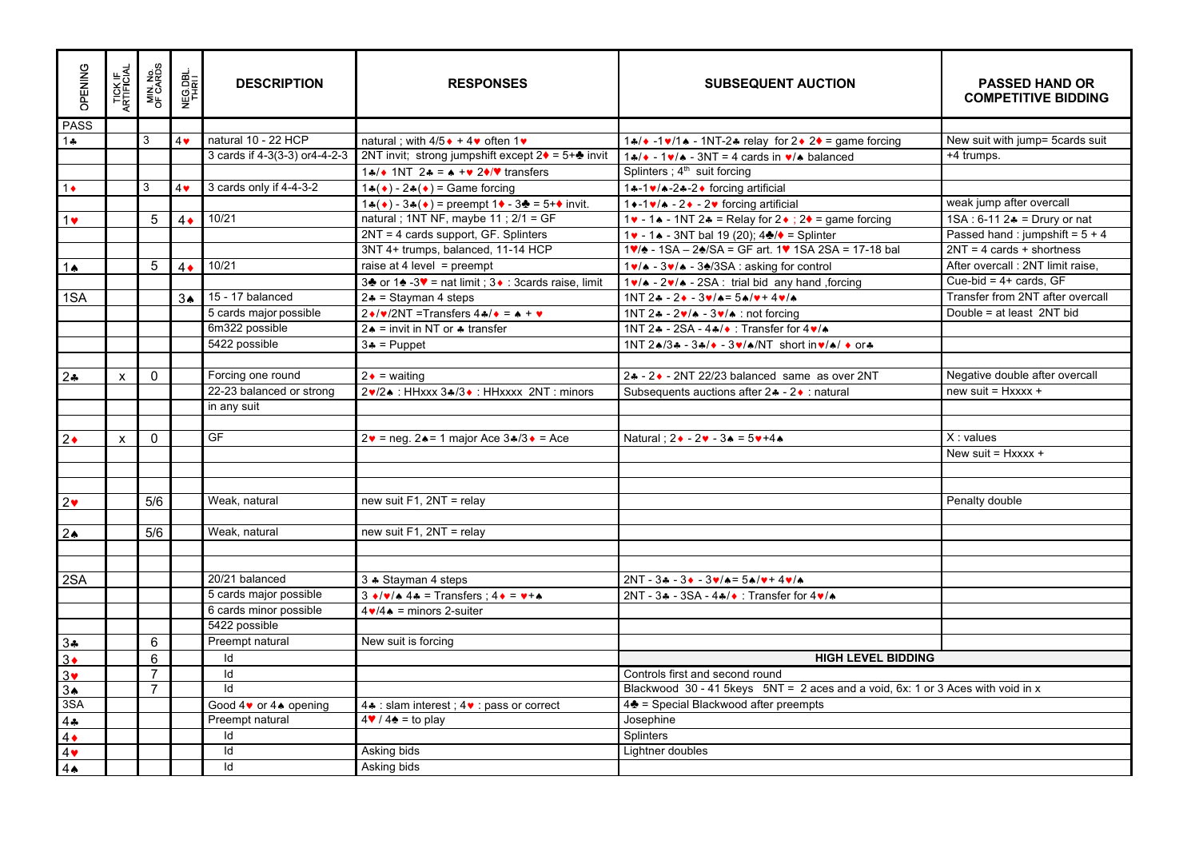| OPENING | TICK IF ARTIFICIAL | MIN. No. OF CARDS | NEG.DBL. THRU | DESCRIPTION | RESPONSES | SUBSEQUENT AUCTION | PASSED HAND OR COMPETITIVE BIDDING |
|---|---|---|---|---|---|---|---|
| PASS | | | | | | | |
| 1♣ | | 3 | 4♥ | natural 10 - 22 HCP | natural ; with 4/5♦ + 4♥ often 1♥ | 1♣/♦ -1♥/1♠ - 1NT-2♣ relay for 2♦ 2♦ = game forcing | New suit with jump= 5cards suit |
| | | | | 3 cards if 4-3(3-3) or4-4-2-3 | 2NT invit; strong jumpshift except 2♦ = 5+♣ invit | 1♣/♦ - 1♥/♠ - 3NT = 4 cards in ♥/♠ balanced | +4 trumps. |
| | | | | | 1♣/♦ 1NT 2♣ = ♠ +♥ 2♦/♥ transfers | Splinters ; 4th suit forcing | |
| 1♦ | | 3 | 4♥ | 3 cards only if 4-4-3-2 | 1♠(♦) - 2♣(♦) = Game forcing | 1♣-1♥/♠-2♣-2♦ forcing artificial | |
| | | | | | 1♣(♦) - 3♣(♦) = preempt 1♦ - 3♣ = 5+♦ invit. | 1♦-1♥/♠ - 2♦ - 2♥ forcing artificial | weak jump after overcall |
| 1♥ | | 5 | 4♦ | 10/21 | natural ; 1NT NF, maybe 11 ; 2/1 = GF | 1♥ - 1♠ - 1NT 2♣ = Relay for 2♦ ; 2♦ = game forcing | 1SA : 6-11 2♣ = Drury or nat |
| | | | | | 2NT = 4 cards support, GF. Splinters | 1♥ - 1♠ - 3NT bal 19 (20); 4♣/♦ = Splinter | Passed hand : jumpshift = 5 + 4 |
| | | | | | 3NT 4+ trumps, balanced, 11-14 HCP | 1♥/♠ - 1SA – 2♠/SA = GF art. 1♥ 1SA 2SA = 17-18 bal | 2NT = 4 cards + shortness |
| 1♠ | | 5 | 4♦ | 10/21 | raise at 4 level = preempt | 1♥/♠ - 3♥/♠ - 3♠/3SA : asking for control | After overcall : 2NT limit raise, |
| | | | | | 3♣ or 1♠ -3♥ = nat limit ; 3♦ : 3cards raise, limit | 1♥/♠ - 2♥/♠ - 2SA : trial bid any hand ,forcing | Cue-bid = 4+ cards, GF |
| 1SA | | | 3♠ | 15 - 17 balanced | 2♣ = Stayman 4 steps | 1NT 2♣ - 2♦ - 3♥/♠= 5♠/♥+ 4♥/♠ | Transfer from 2NT after overcall |
| | | | | 5 cards major possible | 2♦/♥/2NT =Transfers 4♣/♦ = ♠ + ♥ | 1NT 2♣ - 2♥/♠ - 3♥/♠ : not forcing | Double = at least 2NT bid |
| | | | | 6m322 possible | 2♠ = invit in NT or ♣ transfer | 1NT 2♣ - 2SA - 4♣/♦ : Transfer for 4♥/♠ | |
| | | | | 5422 possible | 3♣ = Puppet | 1NT 2♠/3♣ - 3♣/♦ - 3♥/♠/NT short in♥/♠/ ♦ or♣ | |
| | | | | | | | |
| 2♣ | x | 0 | | Forcing one round | 2♦ = waiting | 2♣ - 2♦ - 2NT 22/23 balanced same as over 2NT | Negative double after overcall |
| | | | | 22-23 balanced or strong | 2♥/2♠ : HHxxx 3♣/3♦ : HHxxxx 2NT : minors | Subsequents auctions after 2♣ - 2♦ : natural | new suit = Hxxxx + |
| | | | | in any suit | | | |
| | | | | | | | |
| 2♦ | x | 0 | | GF | 2♥ = neg. 2♠= 1 major Ace 3♣/3♦ = Ace | Natural ; 2♦ - 2♥ - 3♠ = 5♥+4♠ | X : values |
| | | | | | | | New suit = Hxxxx + |
| | | | | | | | |
| | | | | | | | |
| 2♥ | | 5/6 | | Weak, natural | new suit F1, 2NT = relay | | Penalty double |
| | | | | | | | |
| 2♠ | | 5/6 | | Weak, natural | new suit F1, 2NT = relay | | |
| | | | | | | | |
| | | | | | | | |
| 2SA | | | | 20/21 balanced | 3 ♣ Stayman 4 steps | 2NT - 3♣ - 3♦ - 3♥/♠= 5♠/♥+ 4♥/♠ | |
| | | | | 5 cards major possible | 3 ♦/♥/♠ 4♣ = Transfers ; 4♦ = ♥+♠ | 2NT - 3♣ - 3SA - 4♣/♦ : Transfer for 4♥/♠ | |
| | | | | 6 cards minor possible | 4♥/4♠ = minors 2-suiter | | |
| | | | | 5422 possible | | | |
| 3♣ | | 6 | | Preempt natural | New suit is forcing | | |
| 3♦ | | 6 | | Id | | **HIGH LEVEL BIDDING** | |
| 3♥ | | 7 | | Id | | Controls first and second round | |
| 3♠ | | 7 | | Id | | Blackwood 30 - 41 5keys 5NT = 2 aces and a void, 6x: 1 or 3 Aces with void in x | |
| 3SA | | | | Good 4♥ or 4♠ opening | 4♣ : slam interest ; 4♥ : pass or correct | 4♣ = Special Blackwood after preempts | |
| 4♣ | | | | Preempt natural | 4♥ / 4♠ = to play | Josephine | |
| 4♦ | | | | Id | | Splinters | |
| 4♥ | | | | Id | Asking bids | Lightner doubles | |
| 4♠ | | | | Id | Asking bids | | |